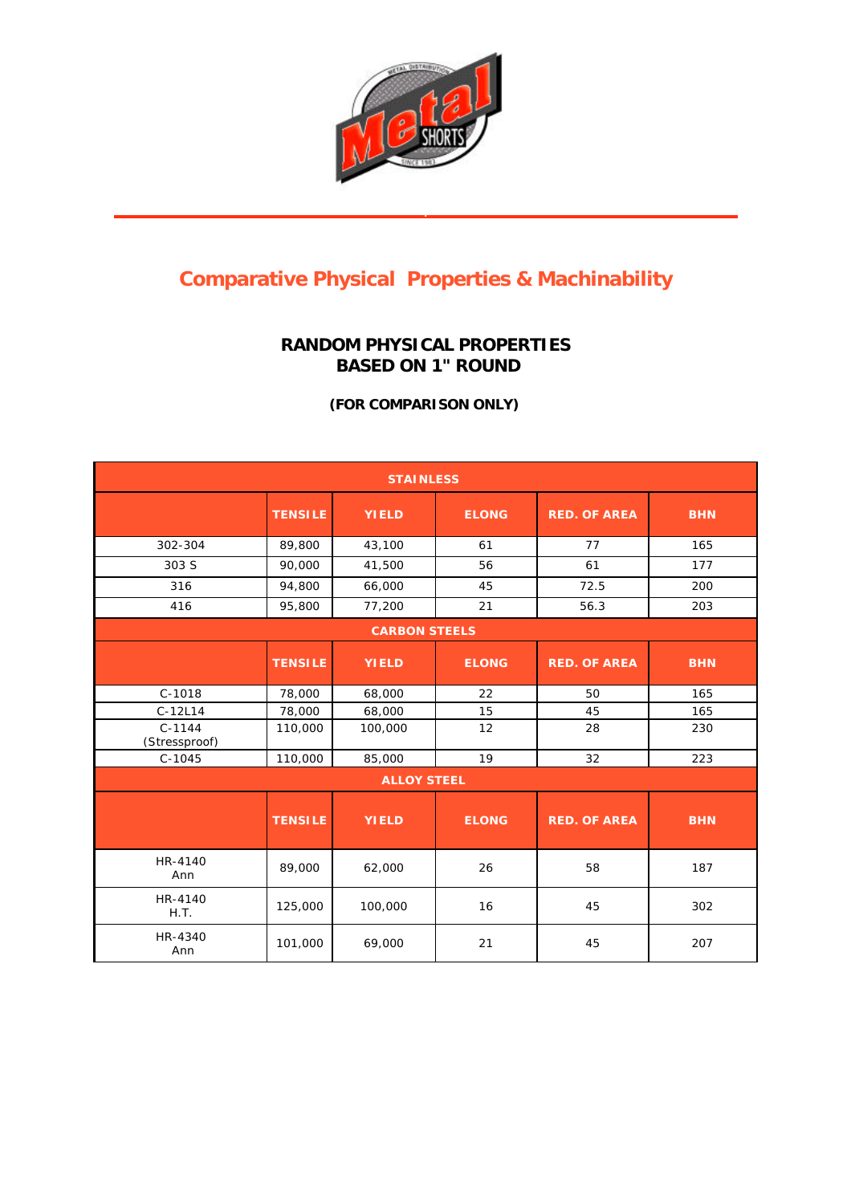# Comparative Physical Properties & Machinability

## RANDOM PHYSICAL PROPERTIES
## BASED ON 1" ROUND

**(FOR COMPARISON ONLY)**

| STAINLESS | | | | | |
|---|---|---|---|---|---|
| | TENSILE | YIELD | ELONG | RED. OF AREA | BHN |
| 302-304 | 89,800 | 43,100 | 61 | 77 | 165 |
| 303 S | 90,000 | 41,500 | 56 | 61 | 177 |
| 316 | 94,800 | 66,000 | 45 | 72.5 | 200 |
| 416 | 95,800 | 77,200 | 21 | 56.3 | 203 |
| **CARBON STEELS** | | | | | |
| | TENSILE | YIELD | ELONG | RED. OF AREA | BHN |
| C-1018 | 78,000 | 68,000 | 22 | 50 | 165 |
| C-12L14 | 78,000 | 68,000 | 15 | 45 | 165 |
| C-1144 (Stressproof) | 110,000 | 100,000 | 12 | 28 | 230 |
| C-1045 | 110,000 | 85,000 | 19 | 32 | 223 |
| **ALLOY STEEL** | | | | | |
| | TENSILE | YIELD | ELONG | RED. OF AREA | BHN |
| HR-4140 Ann | 89,000 | 62,000 | 26 | 58 | 187 |
| HR-4140 H.T. | 125,000 | 100,000 | 16 | 45 | 302 |
| HR-4340 Ann | 101,000 | 69,000 | 21 | 45 | 207 |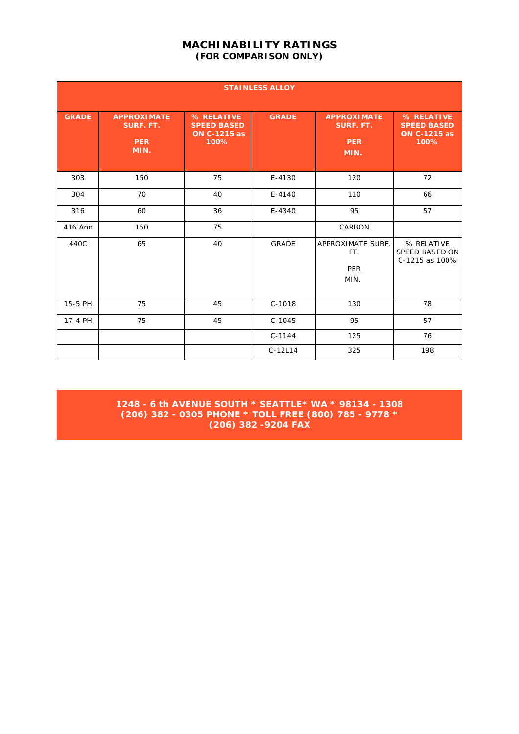## MACHINABILITY RATINGS
**(FOR COMPARISON ONLY)**

| STAINLESS ALLOY | | | | | |
|---|---|---|---|---|---|
| **GRADE** | **APPROXIMATE SURF. FT. PER MIN.** | **% RELATIVE SPEED BASED ON C-1215 as 100%** | **GRADE** | **APPROXIMATE SURF. FT. PER MIN.** | **% RELATIVE SPEED BASED ON C-1215 as 100%** |
| 303 | 150 | 75 | E-4130 | 120 | 72 |
| 304 | 70 | 40 | E-4140 | 110 | 66 |
| 316 | 60 | 36 | E-4340 | 95 | 57 |
| 416 Ann | 150 | 75 | | CARBON | |
| 440C | 65 | 40 | GRADE | APPROXIMATE SURF. FT. PER MIN. | % RELATIVE SPEED BASED ON C-1215 as 100% |
| 15-5 PH | 75 | 45 | C-1018 | 130 | 78 |
| 17-4 PH | 75 | 45 | C-1045 | 95 | 57 |
| | | | C-1144 | 125 | 76 |
| | | | C-12L14 | 325 | 198 |

**1248 - 6 th AVENUE SOUTH * SEATTLE* WA * 98134 - 1308**
**(206) 382 - 0305 PHONE * TOLL FREE (800) 785 - 9778 ***
**(206) 382 -9204 FAX**